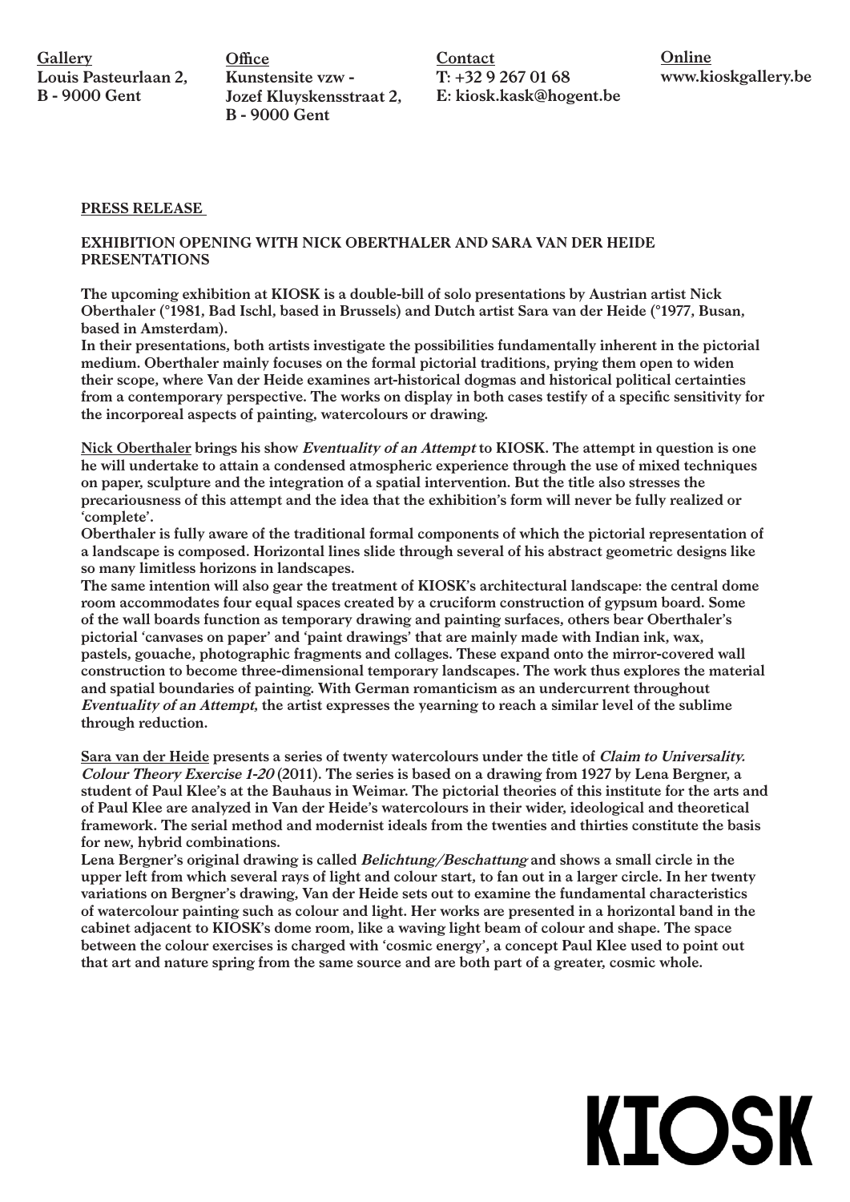**Gallery**
Louis Pasteurlaan 2,
B - 9000 Gent

**Office**
Kunstensite vzw -
Jozef Kluyskensstraat 2,
B - 9000 Gent

**Contact**
T: +32 9 267 01 68
E: kiosk.kask@hogent.be

**Online**
www.kioskgallery.be

**PRESS RELEASE**

**EXHIBITION OPENING WITH NICK OBERTHALER AND SARA VAN DER HEIDE PRESENTATIONS**

The upcoming exhibition at KIOSK is a double-bill of solo presentations by Austrian artist Nick Oberthaler (°1981, Bad Ischl, based in Brussels) and Dutch artist Sara van der Heide (°1977, Busan, based in Amsterdam).
In their presentations, both artists investigate the possibilities fundamentally inherent in the pictorial medium. Oberthaler mainly focuses on the formal pictorial traditions, prying them open to widen their scope, where Van der Heide examines art-historical dogmas and historical political certainties from a contemporary perspective. The works on display in both cases testify of a specific sensitivity for the incorporeal aspects of painting, watercolours or drawing.

Nick Oberthaler brings his show *Eventuality of an Attempt* to KIOSK. The attempt in question is one he will undertake to attain a condensed atmospheric experience through the use of mixed techniques on paper, sculpture and the integration of a spatial intervention. But the title also stresses the precariousness of this attempt and the idea that the exhibition's form will never be fully realized or 'complete'.
Oberthaler is fully aware of the traditional formal components of which the pictorial representation of a landscape is composed. Horizontal lines slide through several of his abstract geometric designs like so many limitless horizons in landscapes.
The same intention will also gear the treatment of KIOSK's architectural landscape: the central dome room accommodates four equal spaces created by a cruciform construction of gypsum board. Some of the wall boards function as temporary drawing and painting surfaces, others bear Oberthaler's pictorial 'canvases on paper' and 'paint drawings' that are mainly made with Indian ink, wax, pastels, gouache, photographic fragments and collages. These expand onto the mirror-covered wall construction to become three-dimensional temporary landscapes. The work thus explores the material and spatial boundaries of painting. With German romanticism as an undercurrent throughout *Eventuality of an Attempt*, the artist expresses the yearning to reach a similar level of the sublime through reduction.

Sara van der Heide presents a series of twenty watercolours under the title of *Claim to Universality. Colour Theory Exercise 1-20* (2011). The series is based on a drawing from 1927 by Lena Bergner, a student of Paul Klee's at the Bauhaus in Weimar. The pictorial theories of this institute for the arts and of Paul Klee are analyzed in Van der Heide's watercolours in their wider, ideological and theoretical framework. The serial method and modernist ideals from the twenties and thirties constitute the basis for new, hybrid combinations.
Lena Bergner's original drawing is called *Belichtung/Beschattung* and shows a small circle in the upper left from which several rays of light and colour start, to fan out in a larger circle. In her twenty variations on Bergner's drawing, Van der Heide sets out to examine the fundamental characteristics of watercolour painting such as colour and light. Her works are presented in a horizontal band in the cabinet adjacent to KIOSK's dome room, like a waving light beam of colour and shape. The space between the colour exercises is charged with 'cosmic energy', a concept Paul Klee used to point out that art and nature spring from the same source and are both part of a greater, cosmic whole.

KIOSK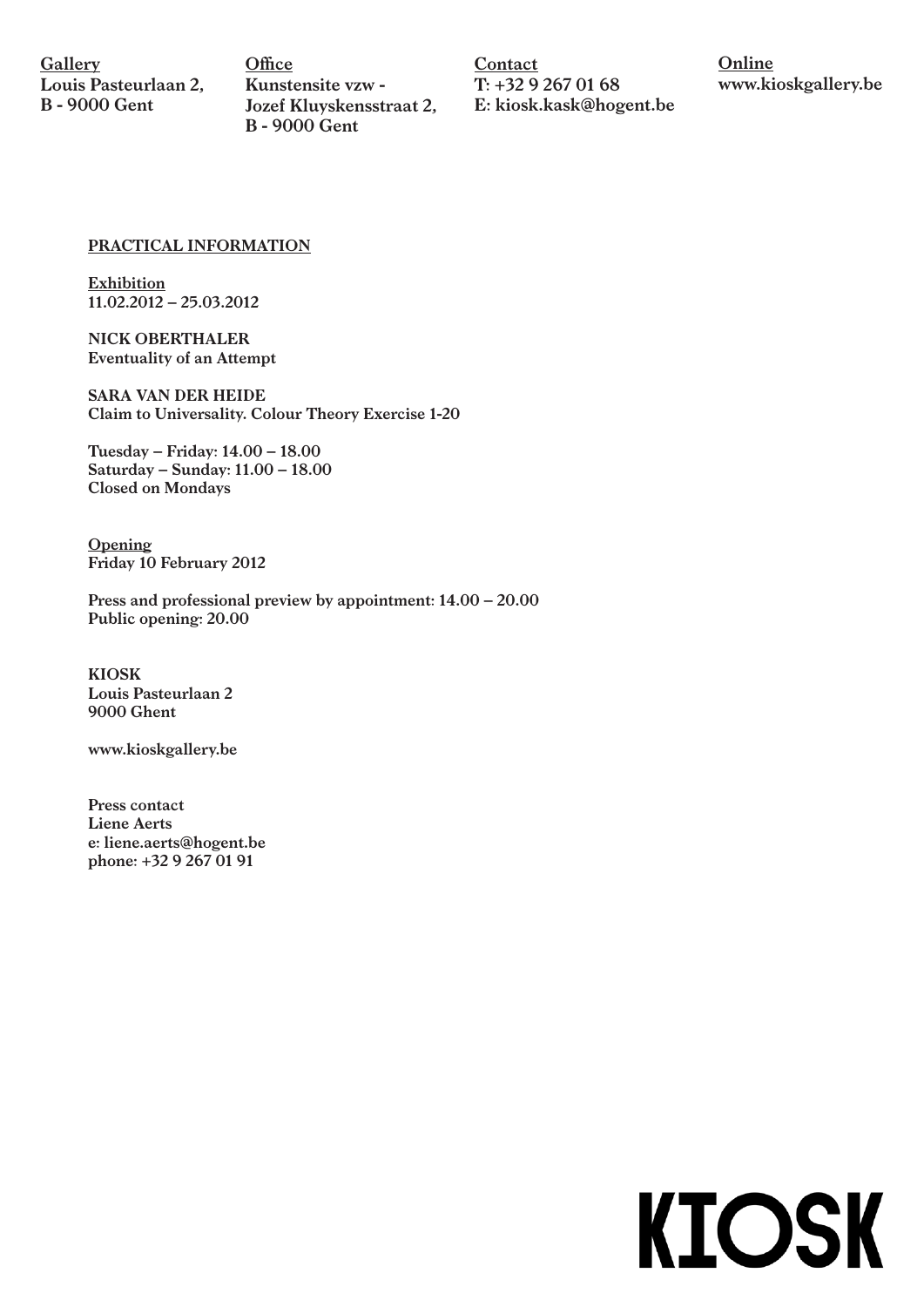**Gallery**
Louis Pasteurlaan 2,
B - 9000 Gent

**Office**
Kunstensite vzw -
Jozef Kluyskensstraat 2,
B - 9000 Gent

**Contact**
T: +32 9 267 01 68
E: kiosk.kask@hogent.be

**Online**
www.kioskgallery.be

## PRACTICAL INFORMATION

**Exhibition**
11.02.2012 – 25.03.2012

**NICK OBERTHALER**
Eventuality of an Attempt

**SARA VAN DER HEIDE**
Claim to Universality. Colour Theory Exercise 1-20

Tuesday – Friday: 14.00 – 18.00
Saturday – Sunday: 11.00 – 18.00
Closed on Mondays

**Opening**
Friday 10 February 2012

Press and professional preview by appointment: 14.00 – 20.00
Public opening: 20.00

KIOSK
Louis Pasteurlaan 2
9000 Ghent

www.kioskgallery.be

Press contact
Liene Aerts
e: liene.aerts@hogent.be
phone: +32 9 267 01 91

KIOSK